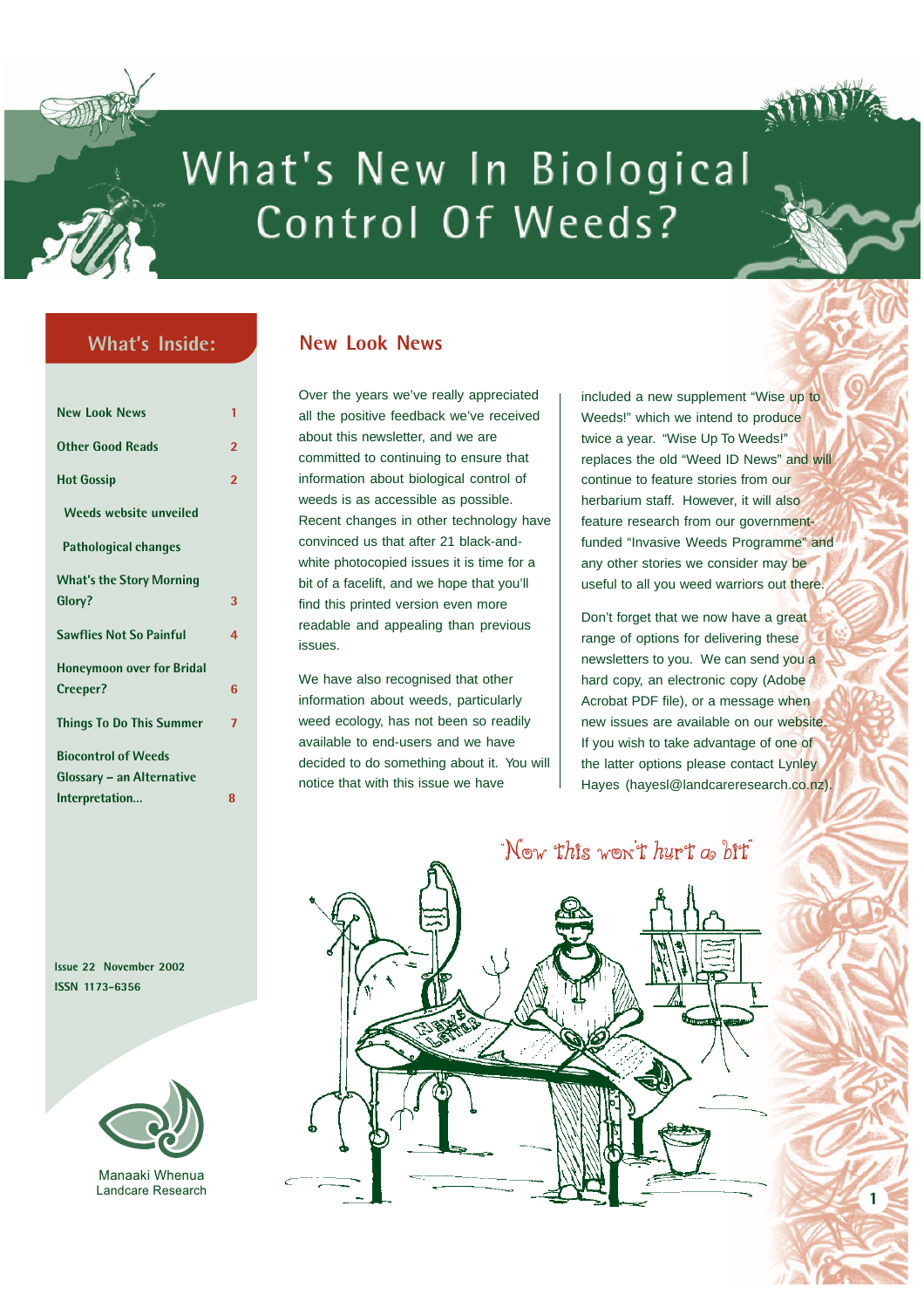# What's New In Biological Control Of Weeds?

## What's Inside:

| | |
|---|---|
| New Look News | 1 |
| Other Good Reads | 2 |
| Hot Gossip | 2 |
| Weeds website unveiled | |
| Pathological changes | |
| What's the Story Morning Glory? | 3 |
| Sawflies Not So Painful | 4 |
| Honeymoon over for Bridal Creeper? | 6 |
| Things To Do This Summer | 7 |
| Biocontrol of Weeds Glossary – an Alternative Interpretation... | 8 |

Issue 22 November 2002
ISSN 1173-6356

Manaaki Whenua
Landcare Research

## New Look News

Over the years we've really appreciated all the positive feedback we've received about this newsletter, and we are committed to continuing to ensure that information about biological control of weeds is as accessible as possible. Recent changes in other technology have convinced us that after 21 black-and-white photocopied issues it is time for a bit of a facelift, and we hope that you'll find this printed version even more readable and appealing than previous issues.

We have also recognised that other information about weeds, particularly weed ecology, has not been so readily available to end-users and we have decided to do something about it. You will notice that with this issue we have included a new supplement "Wise up to Weeds!" which we intend to produce twice a year. "Wise Up To Weeds!" replaces the old "Weed ID News" and will continue to feature stories from our herbarium staff. However, it will also feature research from our government-funded "Invasive Weeds Programme" and any other stories we consider may be useful to all you weed warriors out there.

Don't forget that we now have a great range of options for delivering these newsletters to you. We can send you a hard copy, an electronic copy (Adobe Acrobat PDF file), or a message when new issues are available on our website. If you wish to take advantage of one of the latter options please contact Lynley Hayes (hayesl@landcareresearch.co.nz).

"Now this won't hurt a bit"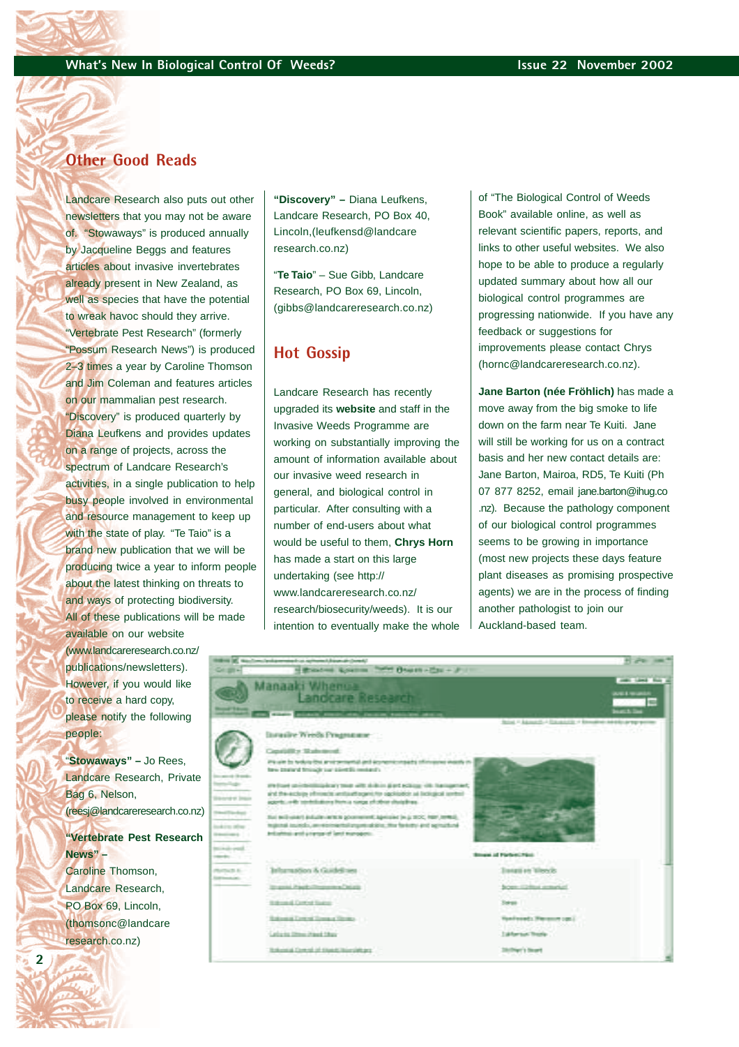## Other Good Reads

Landcare Research also puts out other newsletters that you may not be aware of. "Stowaways" is produced annually by Jacqueline Beggs and features articles about invasive invertebrates already present in New Zealand, as well as species that have the potential to wreak havoc should they arrive. "Vertebrate Pest Research" (formerly "Possum Research News") is produced 2–3 times a year by Caroline Thomson and Jim Coleman and features articles on our mammalian pest research. "Discovery" is produced quarterly by Diana Leufkens and provides updates on a range of projects, across the spectrum of Landcare Research's activities, in a single publication to help busy people involved in environmental and resource management to keep up with the state of play. "Te Taio" is a brand new publication that we will be producing twice a year to inform people about the latest thinking on threats to and ways of protecting biodiversity. All of these publications will be made available on our website (www.landcareresearch.co.nz/publications/newsletters). However, if you would like to receive a hard copy, please notify the following people:

"**Stowaways**" – Jo Rees, Landcare Research, Private Bag 6, Nelson, (reesj@landcareresearch.co.nz)

**"Vertebrate Pest Research News"** – Caroline Thomson, Landcare Research, PO Box 69, Lincoln, (thomsonc@landcareresearch.co.nz)

**"Discovery"** – Diana Leufkens, Landcare Research, PO Box 40, Lincoln,(leufkensd@landcareresearch.co.nz)

"**Te Taio**" – Sue Gibb, Landcare Research, PO Box 69, Lincoln, (gibbs@landcareresearch.co.nz)

## Hot Gossip

Landcare Research has recently upgraded its **website** and staff in the Invasive Weeds Programme are working on substantially improving the amount of information available about our invasive weed research in general, and biological control in particular. After consulting with a number of end-users about what would be useful to them, **Chrys Horn** has made a start on this large undertaking (see http://www.landcareresearch.co.nz/research/biosecurity/weeds). It is our intention to eventually make the whole of "The Biological Control of Weeds Book" available online, as well as relevant scientific papers, reports, and links to other useful websites. We also hope to be able to produce a regularly updated summary about how all our biological control programmes are progressing nationwide. If you have any feedback or suggestions for improvements please contact Chrys (hornc@landcareresearch.co.nz).

**Jane Barton (née Fröhlich)** has made a move away from the big smoke to life down on the farm near Te Kuiti. Jane will still be working for us on a contract basis and her new contact details are: Jane Barton, Mairoa, RD5, Te Kuiti (Ph 07 877 8252, email jane.barton@ihug.co.nz). Because the pathology component of our biological control programmes seems to be growing in importance (most new projects these days feature plant diseases as promising prospective agents) we are in the process of finding another pathologist to join our Auckland-based team.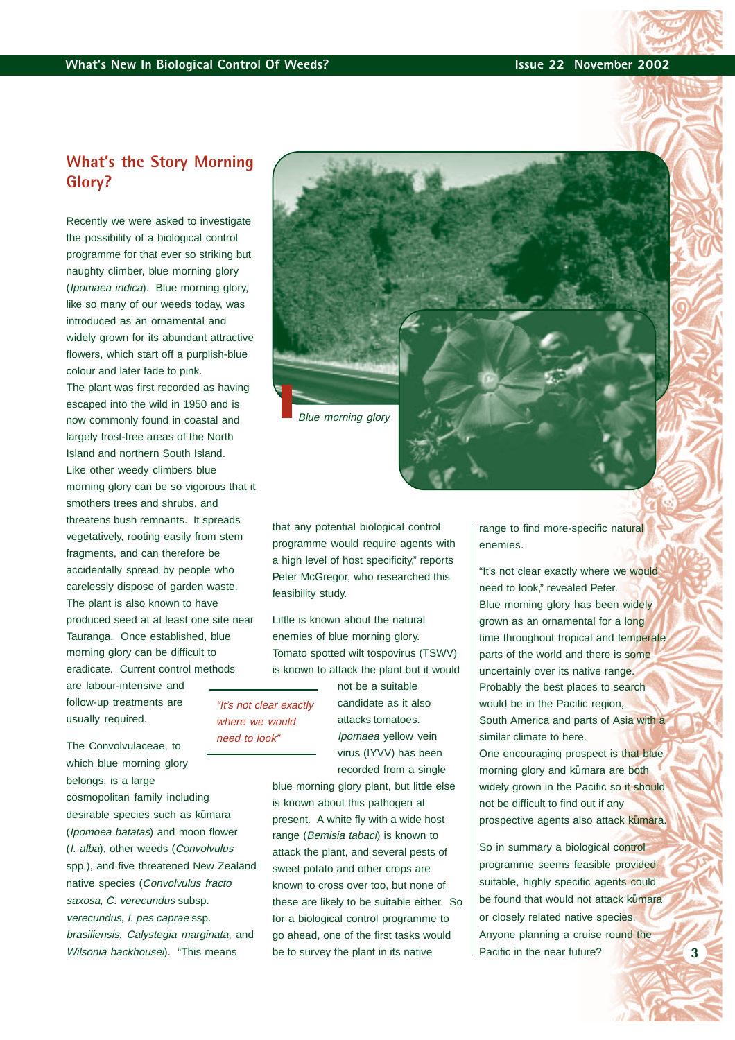## What's the Story Morning Glory?

Recently we were asked to investigate the possibility of a biological control programme for that ever so striking but naughty climber, blue morning glory (*Ipomaea indica*). Blue morning glory, like so many of our weeds today, was introduced as an ornamental and widely grown for its abundant attractive flowers, which start off a purplish-blue colour and later fade to pink.
The plant was first recorded as having escaped into the wild in 1950 and is now commonly found in coastal and largely frost-free areas of the North Island and northern South Island.
Like other weedy climbers blue morning glory can be so vigorous that it smothers trees and shrubs, and threatens bush remnants. It spreads vegetatively, rooting easily from stem fragments, and can therefore be accidentally spread by people who carelessly dispose of garden waste.
The plant is also known to have produced seed at at least one site near Tauranga. Once established, blue morning glory can be difficult to eradicate. Current control methods are labour-intensive and follow-up treatments are usually required.

Blue morning glory

The Convolvulaceae, to which blue morning glory belongs, is a large cosmopolitan family including desirable species such as kūmara (*Ipomoea batatas*) and moon flower (*I. alba*), other weeds (*Convolvulus* spp.), and five threatened New Zealand native species (*Convolvulus fracto saxosa*, *C. verecundus* subsp. *verecundus*, *I. pes caprae* ssp. *brasiliensis*, *Calystegia marginata*, and *Wilsonia backhousei*). "This means that any potential biological control programme would require agents with a high level of host specificity," reports Peter McGregor, who researched this feasibility study.

Little is known about the natural enemies of blue morning glory. Tomato spotted wilt tospovirus (TSWV) is known to attack the plant but it would not be a suitable candidate as it also attacks tomatoes. *Ipomaea* yellow vein virus (IYVV) has been recorded from a single blue morning glory plant, but little else is known about this pathogen at present. A white fly with a wide host range (*Bemisia tabaci*) is known to attack the plant, and several pests of sweet potato and other crops are known to cross over too, but none of these are likely to be suitable either. So for a biological control programme to go ahead, one of the first tasks would be to survey the plant in its native range to find more-specific natural enemies.

*"It's not clear exactly where we would need to look"*

"It's not clear exactly where we would need to look," revealed Peter.
Blue morning glory has been widely grown as an ornamental for a long time throughout tropical and temperate parts of the world and there is some uncertainly over its native range.
Probably the best places to search would be in the Pacific region, South America and parts of Asia with a similar climate to here.
One encouraging prospect is that blue morning glory and kūmara are both widely grown in the Pacific so it should not be difficult to find out if any prospective agents also attack kūmara.

So in summary a biological control programme seems feasible provided suitable, highly specific agents could be found that would not attack kūmara or closely related native species. Anyone planning a cruise round the Pacific in the near future?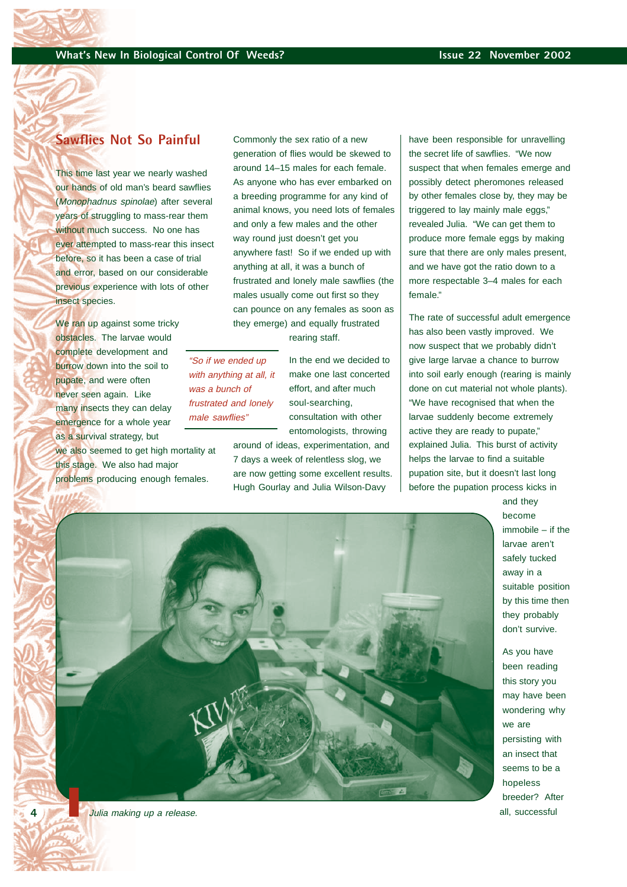## Sawflies Not So Painful

This time last year we nearly washed our hands of old man's beard sawflies (*Monophadnus spinolae*) after several years of struggling to mass-rear them without much success. No one has ever attempted to mass-rear this insect before, so it has been a case of trial and error, based on our considerable previous experience with lots of other insect species.

We ran up against some tricky obstacles. The larvae would complete development and burrow down into the soil to pupate, and were often never seen again. Like many insects they can delay emergence for a whole year as a survival strategy, but we also seemed to get high mortality at this stage. We also had major problems producing enough females. Commonly the sex ratio of a new generation of flies would be skewed to around 14–15 males for each female. As anyone who has ever embarked on a breeding programme for any kind of animal knows, you need lots of females and only a few males and the other way round just doesn't get you anywhere fast! So if we ended up with anything at all, it was a bunch of frustrated and lonely male sawflies (the males usually come out first so they can pounce on any females as soon as they emerge) and equally frustrated rearing staff.

*"So if we ended up with anything at all, it was a bunch of frustrated and lonely male sawflies"*

In the end we decided to make one last concerted effort, and after much soul-searching, consultation with other entomologists, throwing around of ideas, experimentation, and 7 days a week of relentless slog, we are now getting some excellent results. Hugh Gourlay and Julia Wilson-Davy have been responsible for unravelling the secret life of sawflies. "We now suspect that when females emerge and possibly detect pheromones released by other females close by, they may be triggered to lay mainly male eggs," revealed Julia. "We can get them to produce more female eggs by making sure that there are only males present, and we have got the ratio down to a more respectable 3–4 males for each female."

The rate of successful adult emergence has also been vastly improved. We now suspect that we probably didn't give large larvae a chance to burrow into soil early enough (rearing is mainly done on cut material not whole plants). "We have recognised that when the larvae suddenly become extremely active they are ready to pupate," explained Julia. This burst of activity helps the larvae to find a suitable pupation site, but it doesn't last long before the pupation process kicks in and they become immobile – if the larvae aren't safely tucked away in a suitable position by this time then they probably don't survive.

*Julia making up a release.*

As you have been reading this story you may have been wondering why we are persisting with an insect that seems to be a hopeless breeder? After all, successful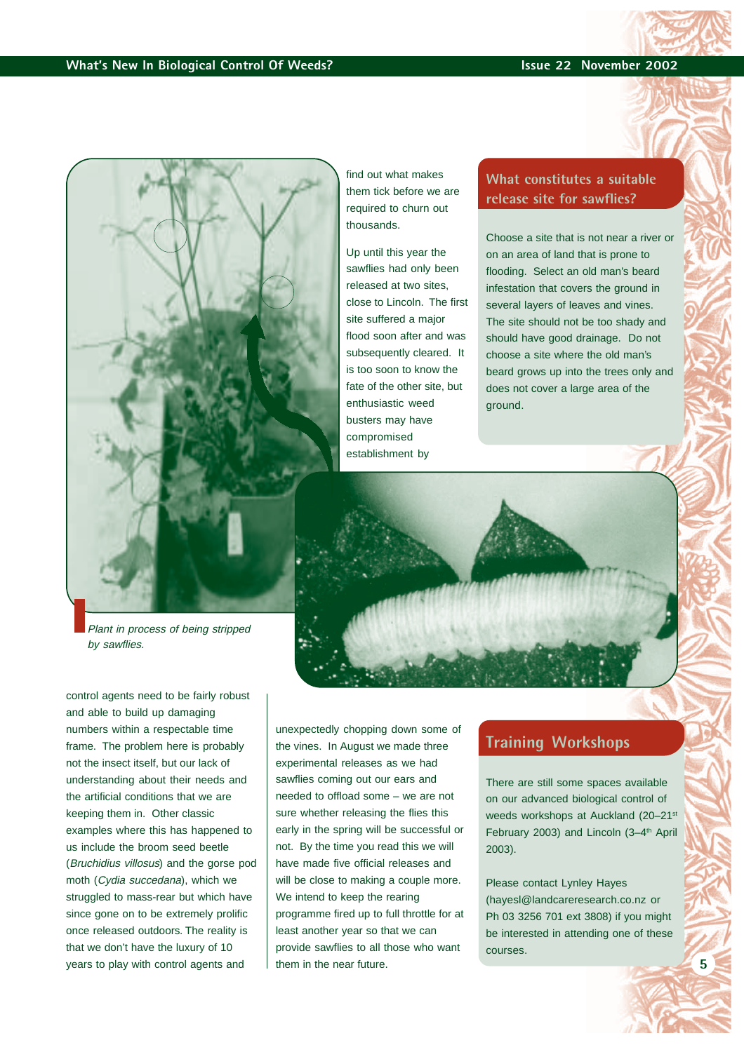Plant in process of being stripped by sawflies.

find out what makes them tick before we are required to churn out thousands.

Up until this year the sawflies had only been released at two sites, close to Lincoln. The first site suffered a major flood soon after and was subsequently cleared. It is too soon to know the fate of the other site, but enthusiastic weed busters may have compromised establishment by unexpectedly chopping down some of the vines. In August we made three experimental releases as we had sawflies coming out our ears and needed to offload some – we are not sure whether releasing the flies this early in the spring will be successful or not. By the time you read this we will have made five official releases and will be close to making a couple more. We intend to keep the rearing programme fired up to full throttle for at least another year so that we can provide sawflies to all those who want them in the near future.

control agents need to be fairly robust and able to build up damaging numbers within a respectable time frame. The problem here is probably not the insect itself, but our lack of understanding about their needs and the artificial conditions that we are keeping them in. Other classic examples where this has happened to us include the broom seed beetle (*Bruchidius villosus*) and the gorse pod moth (*Cydia succedana*), which we struggled to mass-rear but which have since gone on to be extremely prolific once released outdoors. The reality is that we don't have the luxury of 10 years to play with control agents and

## What constitutes a suitable release site for sawflies?

Choose a site that is not near a river or on an area of land that is prone to flooding. Select an old man's beard infestation that covers the ground in several layers of leaves and vines. The site should not be too shady and should have good drainage. Do not choose a site where the old man's beard grows up into the trees only and does not cover a large area of the ground.

## Training Workshops

There are still some spaces available on our advanced biological control of weeds workshops at Auckland (20–21st February 2003) and Lincoln (3–4th April 2003).

Please contact Lynley Hayes (hayesl@landcareresearch.co.nz or Ph 03 3256 701 ext 3808) if you might be interested in attending one of these courses.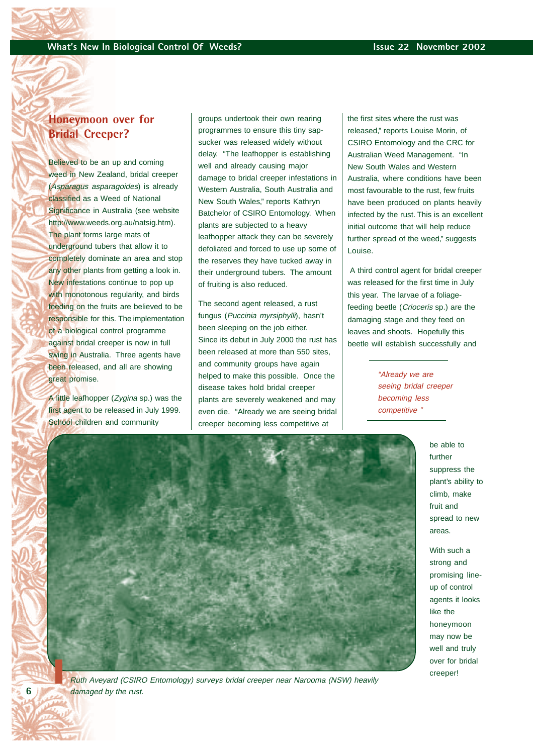## Honeymoon over for Bridal Creeper?

Believed to be an up and coming weed in New Zealand, bridal creeper (*Asparagus asparagoides*) is already classified as a Weed of National Significance in Australia (see website http://www.weeds.org.au/natsig.htm). The plant forms large mats of underground tubers that allow it to completely dominate an area and stop any other plants from getting a look in. New infestations continue to pop up with monotonous regularity, and birds feeding on the fruits are believed to be responsible for this. The implementation of a biological control programme against bridal creeper is now in full swing in Australia. Three agents have been released, and all are showing great promise.

A little leafhopper (*Zygina* sp.) was the first agent to be released in July 1999. School children and community groups undertook their own rearing programmes to ensure this tiny sap-sucker was released widely without delay. "The leafhopper is establishing well and already causing major damage to bridal creeper infestations in Western Australia, South Australia and New South Wales," reports Kathryn Batchelor of CSIRO Entomology. When plants are subjected to a heavy leafhopper attack they can be severely defoliated and forced to use up some of the reserves they have tucked away in their underground tubers. The amount of fruiting is also reduced.

The second agent released, a rust fungus (*Puccinia myrsiphylli*), hasn't been sleeping on the job either. Since its debut in July 2000 the rust has been released at more than 550 sites, and community groups have again helped to make this possible. Once the disease takes hold bridal creeper plants are severely weakened and may even die. "Already we are seeing bridal creeper becoming less competitive at the first sites where the rust was released," reports Louise Morin, of CSIRO Entomology and the CRC for Australian Weed Management. "In New South Wales and Western Australia, where conditions have been most favourable to the rust, few fruits have been produced on plants heavily infected by the rust. This is an excellent initial outcome that will help reduce further spread of the weed," suggests Louise.

A third control agent for bridal creeper was released for the first time in July this year. The larvae of a foliage-feeding beetle (*Crioceris* sp.) are the damaging stage and they feed on leaves and shoots. Hopefully this beetle will establish successfully and be able to further suppress the plant's ability to climb, make fruit and spread to new areas.

*"Already we are seeing bridal creeper becoming less competitive "*

With such a strong and promising line-up of control agents it looks like the honeymoon may now be well and truly over for bridal creeper!

*Ruth Aveyard (CSIRO Entomology) surveys bridal creeper near Narooma (NSW) heavily damaged by the rust.*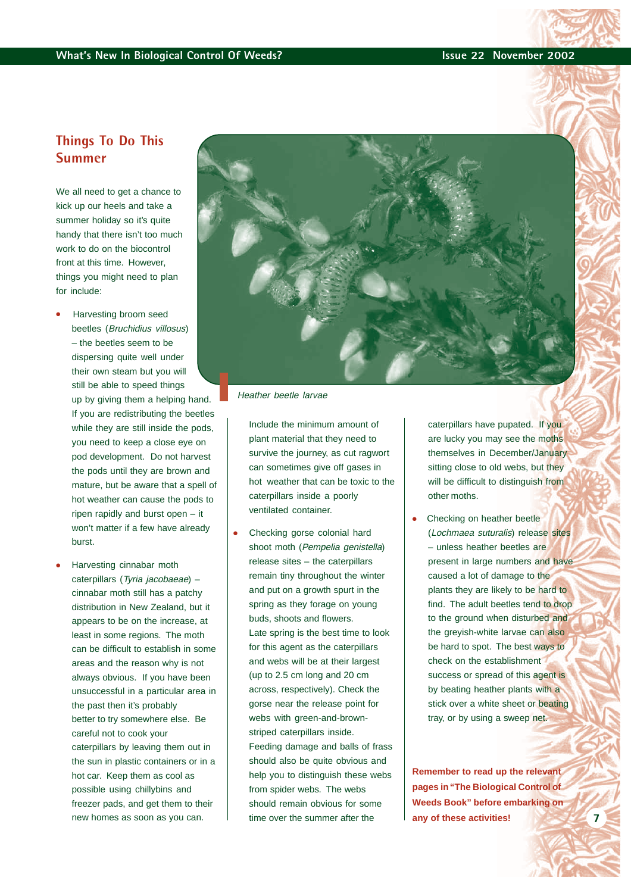## Things To Do This Summer

We all need to get a chance to kick up our heels and take a summer holiday so it's quite handy that there isn't too much work to do on the biocontrol front at this time. However, things you might need to plan for include:

- Harvesting broom seed beetles (*Bruchidius villosus*) – the beetles seem to be dispersing quite well under their own steam but you will still be able to speed things up by giving them a helping hand. If you are redistributing the beetles while they are still inside the pods, you need to keep a close eye on pod development. Do not harvest the pods until they are brown and mature, but be aware that a spell of hot weather can cause the pods to ripen rapidly and burst open – it won't matter if a few have already burst.

- Harvesting cinnabar moth caterpillars (*Tyria jacobaeae*) – cinnabar moth still has a patchy distribution in New Zealand, but it appears to be on the increase, at least in some regions. The moth can be difficult to establish in some areas and the reason why is not always obvious. If you have been unsuccessful in a particular area in the past then it's probably better to try somewhere else. Be careful not to cook your caterpillars by leaving them out in the sun in plastic containers or in a hot car. Keep them as cool as possible using chillybins and freezer pads, and get them to their new homes as soon as you can. Include the minimum amount of plant material that they need to survive the journey, as cut ragwort can sometimes give off gases in hot weather that can be toxic to the caterpillars inside a poorly ventilated container.

- Checking gorse colonial hard shoot moth (*Pempelia genistella*) release sites – the caterpillars remain tiny throughout the winter and put on a growth spurt in the spring as they forage on young buds, shoots and flowers. Late spring is the best time to look for this agent as the caterpillars and webs will be at their largest (up to 2.5 cm long and 20 cm across, respectively). Check the gorse near the release point for webs with green-and-brown-striped caterpillars inside. Feeding damage and balls of frass should also be quite obvious and help you to distinguish these webs from spider webs. The webs should remain obvious for some time over the summer after the caterpillars have pupated. If you are lucky you may see the moths themselves in December/January sitting close to old webs, but they will be difficult to distinguish from other moths.

- Checking on heather beetle (*Lochmaea suturalis*) release sites – unless heather beetles are present in large numbers and have caused a lot of damage to the plants they are likely to be hard to find. The adult beetles tend to drop to the ground when disturbed and the greyish-white larvae can also be hard to spot. The best ways to check on the establishment success or spread of this agent is by beating heather plants with a stick over a white sheet or beating tray, or by using a sweep net.

Heather beetle larvae

**Remember to read up the relevant pages in "The Biological Control of Weeds Book" before embarking on any of these activities!**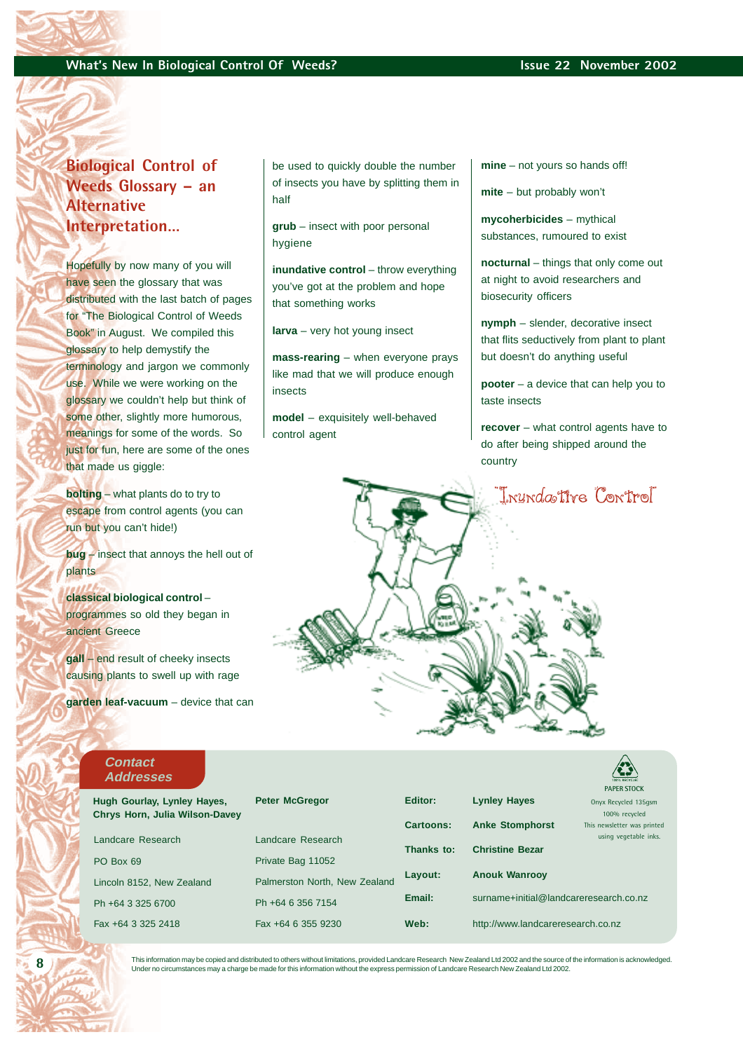## Biological Control of Weeds Glossary – an Alternative Interpretation...

Hopefully by now many of you will have seen the glossary that was distributed with the last batch of pages for "The Biological Control of Weeds Book" in August. We compiled this glossary to help demystify the terminology and jargon we commonly use. While we were working on the glossary we couldn't help but think of some other, slightly more humorous, meanings for some of the words. So just for fun, here are some of the ones that made us giggle:

**bolting** – what plants do to try to escape from control agents (you can run but you can't hide!)

**bug** – insect that annoys the hell out of plants

**classical biological control** – programmes so old they began in ancient Greece

**gall** – end result of cheeky insects causing plants to swell up with rage

**garden leaf-vacuum** – device that can be used to quickly double the number of insects you have by splitting them in half

**grub** – insect with poor personal hygiene

**inundative control** – throw everything you've got at the problem and hope that something works

**larva** – very hot young insect

**mass-rearing** – when everyone prays like mad that we will produce enough insects

**model** – exquisitely well-behaved control agent

**mine** – not yours so hands off!

**mite** – but probably won't

**mycoherbicides** – mythical substances, rumoured to exist

**nocturnal** – things that only come out at night to avoid researchers and biosecurity officers

**nymph** – slender, decorative insect that flits seductively from plant to plant but doesn't do anything useful

**pooter** – a device that can help you to taste insects

**recover** – what control agents have to do after being shipped around the country

"Inundative Control"

### Contact Addresses

**Hugh Gourlay, Lynley Hayes, Chrys Horn, Julia Wilson-Davey**

Landcare Research
PO Box 69
Lincoln 8152, New Zealand
Ph +64 3 325 6700
Fax +64 3 325 2418

**Peter McGregor**

Landcare Research
Private Bag 11052
Palmerston North, New Zealand
Ph +64 6 356 7154
Fax +64 6 355 9230

| | |
|---|---|
| **Editor:** | Lynley Hayes |
| **Cartoons:** | Anke Stomphorst |
| **Thanks to:** | Christine Bezar |
| **Layout:** | Anouk Wanrooy |
| **Email:** | surname+initial@landcareresearch.co.nz |
| **Web:** | http://www.landcareresearch.co.nz |

PAPER STOCK
Onyx Recycled 135gsm
100% recycled
This newsletter was printed using vegetable inks.

This information may be copied and distributed to others without limitations, provided Landcare Research New Zealand Ltd 2002 and the source of the information is acknowledged. Under no circumstances may a charge be made for this information without the express permission of Landcare Research New Zealand Ltd 2002.